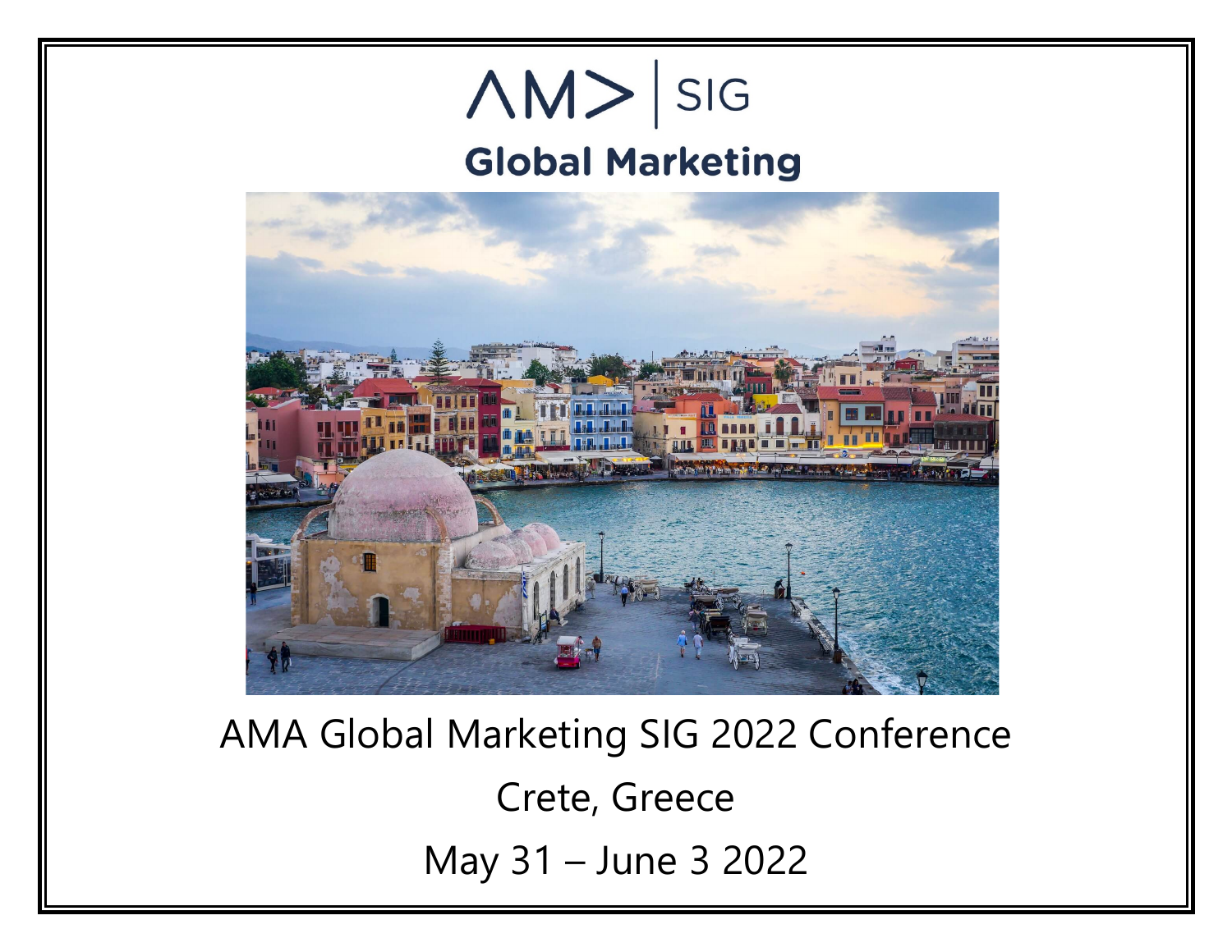AMA | SIG

# Global Marketing

AMA Global Marketing SIG 2022 Conference

Crete, Greece

May 31 – June 3 2022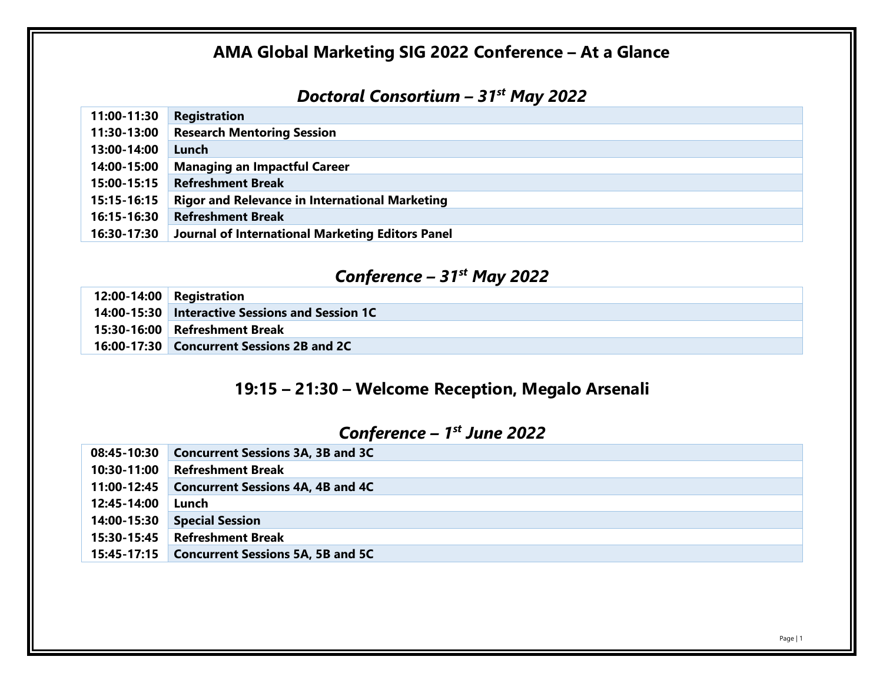# AMA Global Marketing SIG 2022 Conference – At a Glance

## *Doctoral Consortium – 31st May 2022*

| | |
|---|---|
| **11:00-11:30** | **Registration** |
| **11:30-13:00** | **Research Mentoring Session** |
| **13:00-14:00** | **Lunch** |
| **14:00-15:00** | **Managing an Impactful Career** |
| **15:00-15:15** | **Refreshment Break** |
| **15:15-16:15** | **Rigor and Relevance in International Marketing** |
| **16:15-16:30** | **Refreshment Break** |
| **16:30-17:30** | **Journal of International Marketing Editors Panel** |

## *Conference – 31st May 2022*

| | |
|---|---|
| **12:00-14:00** | **Registration** |
| **14:00-15:30** | **Interactive Sessions and Session 1C** |
| **15:30-16:00** | **Refreshment Break** |
| **16:00-17:30** | **Concurrent Sessions 2B and 2C** |

## 19:15 – 21:30 – Welcome Reception, Megalo Arsenali

## *Conference – 1st June 2022*

| | |
|---|---|
| **08:45-10:30** | **Concurrent Sessions 3A, 3B and 3C** |
| **10:30-11:00** | **Refreshment Break** |
| **11:00-12:45** | **Concurrent Sessions 4A, 4B and 4C** |
| **12:45-14:00** | **Lunch** |
| **14:00-15:30** | **Special Session** |
| **15:30-15:45** | **Refreshment Break** |
| **15:45-17:15** | **Concurrent Sessions 5A, 5B and 5C** |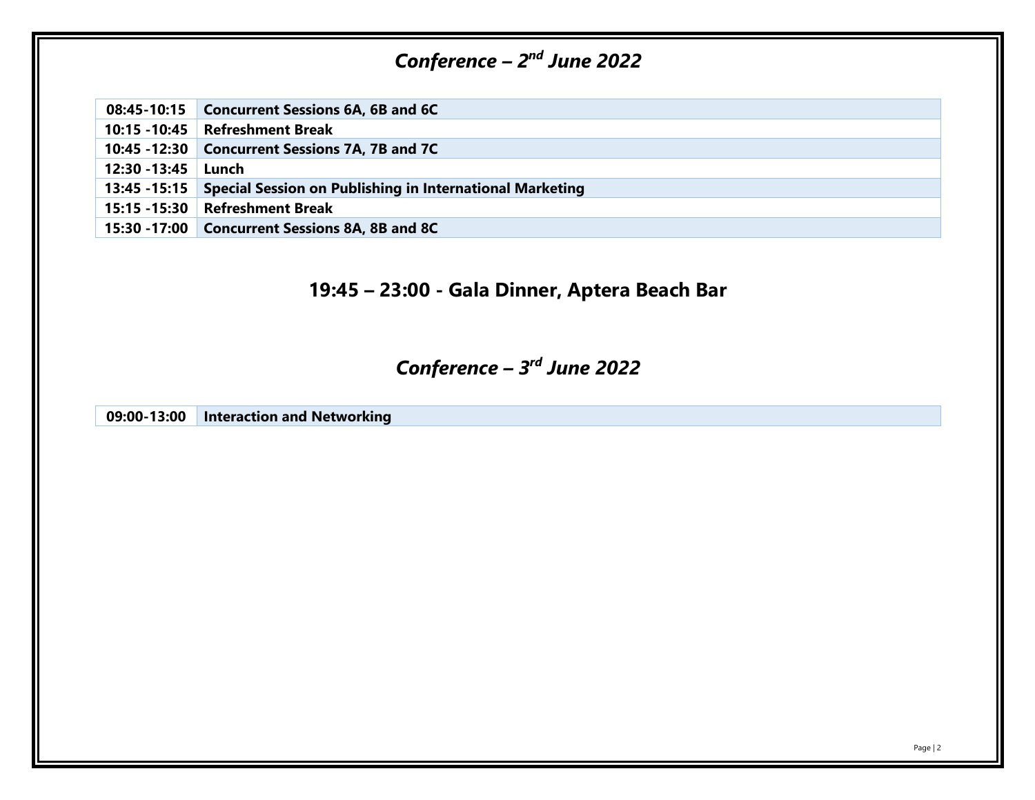## *Conference – 2nd June 2022*

| | |
|---|---|
| **08:45-10:15** | **Concurrent Sessions 6A, 6B and 6C** |
| **10:15 -10:45** | **Refreshment Break** |
| **10:45 -12:30** | **Concurrent Sessions 7A, 7B and 7C** |
| **12:30 -13:45** | **Lunch** |
| **13:45 -15:15** | **Special Session on Publishing in International Marketing** |
| **15:15 -15:30** | **Refreshment Break** |
| **15:30 -17:00** | **Concurrent Sessions 8A, 8B and 8C** |

### 19:45 – 23:00 - Gala Dinner, Aptera Beach Bar

## *Conference – 3rd June 2022*

| | |
|---|---|
| **09:00-13:00** | **Interaction and Networking** |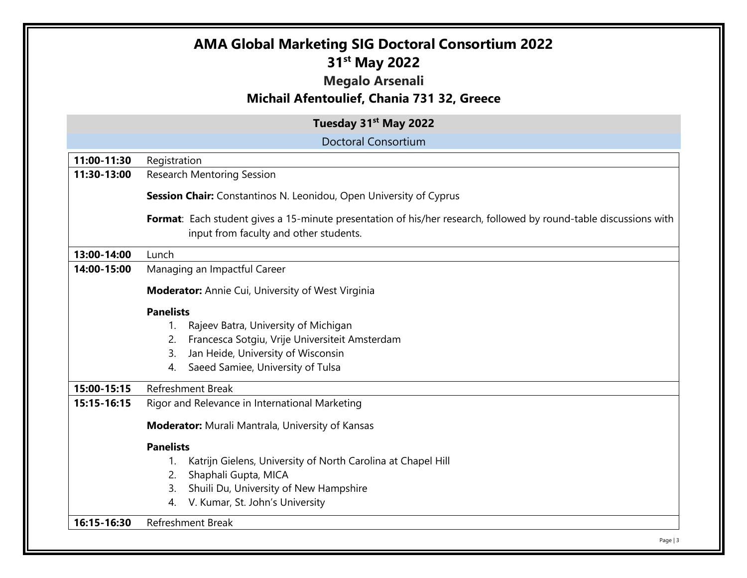# AMA Global Marketing SIG Doctoral Consortium 2022

## 31st May 2022

### Megalo Arsenali

### Michail Afentoulief, Chania 731 32, Greece

## Tuesday 31st May 2022

### Doctoral Consortium

| Time | Session |
| --- | --- |
| **11:00-11:30** | Registration |
| **11:30-13:00** | Research Mentoring Session<br><br>**Session Chair:** Constantinos N. Leonidou, Open University of Cyprus<br><br>**Format**: Each student gives a 15-minute presentation of his/her research, followed by round-table discussions with input from faculty and other students. |
| **13:00-14:00** | Lunch |
| **14:00-15:00** | Managing an Impactful Career<br><br>**Moderator:** Annie Cui, University of West Virginia<br><br>**Panelists**<br>1. Rajeev Batra, University of Michigan<br>2. Francesca Sotgiu, Vrije Universiteit Amsterdam<br>3. Jan Heide, University of Wisconsin<br>4. Saeed Samiee, University of Tulsa |
| **15:00-15:15** | Refreshment Break |
| **15:15-16:15** | Rigor and Relevance in International Marketing<br><br>**Moderator:** Murali Mantrala, University of Kansas<br><br>**Panelists**<br>1. Katrijn Gielens, University of North Carolina at Chapel Hill<br>2. Shaphali Gupta, MICA<br>3. Shuili Du, University of New Hampshire<br>4. V. Kumar, St. John's University |
| **16:15-16:30** | Refreshment Break |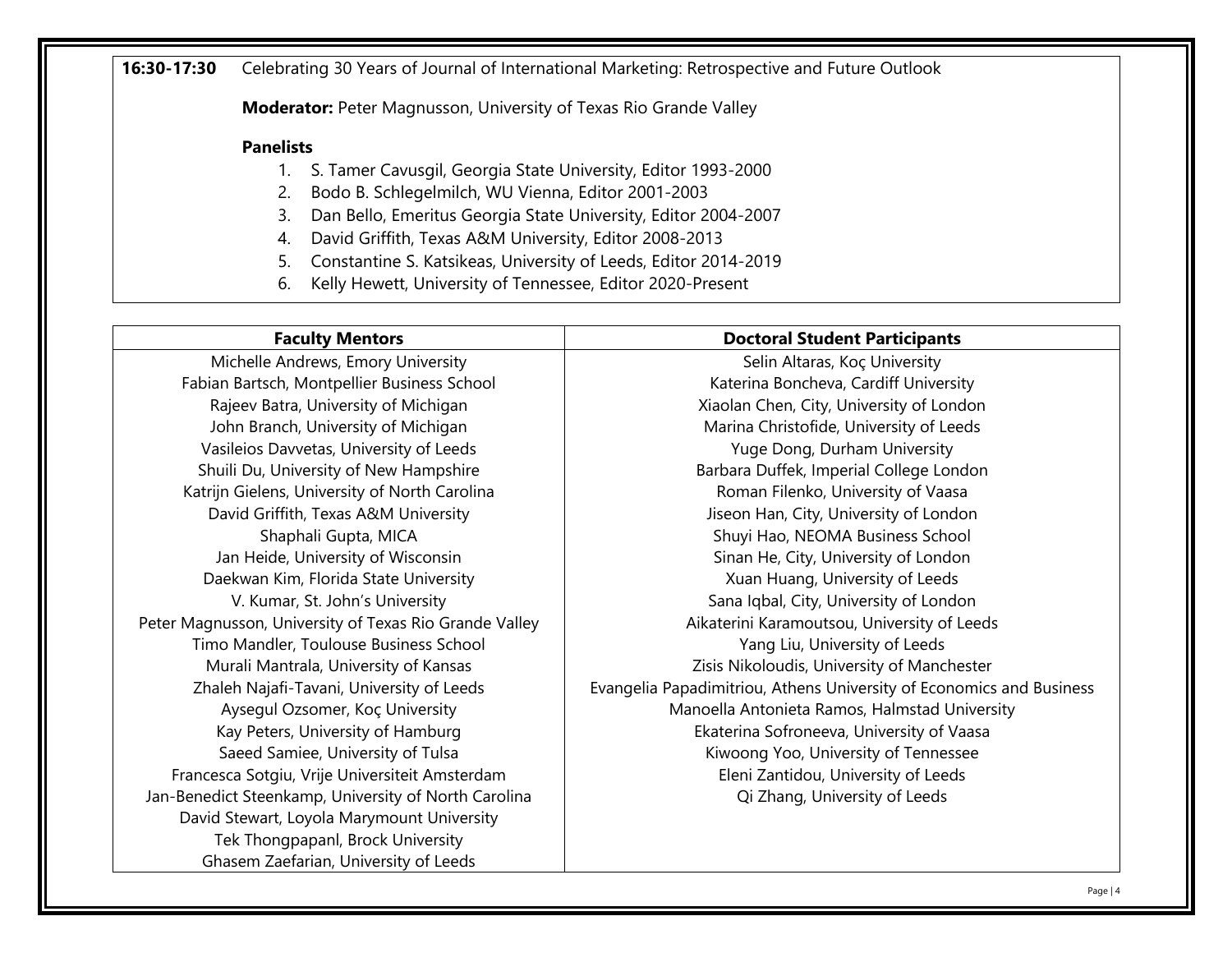**16:30-17:30** Celebrating 30 Years of Journal of International Marketing: Retrospective and Future Outlook

**Moderator:** Peter Magnusson, University of Texas Rio Grande Valley

**Panelists**

1. S. Tamer Cavusgil, Georgia State University, Editor 1993-2000
2. Bodo B. Schlegelmilch, WU Vienna, Editor 2001-2003
3. Dan Bello, Emeritus Georgia State University, Editor 2004-2007
4. David Griffith, Texas A&M University, Editor 2008-2013
5. Constantine S. Katsikeas, University of Leeds, Editor 2014-2019
6. Kelly Hewett, University of Tennessee, Editor 2020-Present

| Faculty Mentors | Doctoral Student Participants |
| --- | --- |
| Michelle Andrews, Emory University | Selin Altaras, Koç University |
| Fabian Bartsch, Montpellier Business School | Katerina Boncheva, Cardiff University |
| Rajeev Batra, University of Michigan | Xiaolan Chen, City, University of London |
| John Branch, University of Michigan | Marina Christofide, University of Leeds |
| Vasileios Davvetas, University of Leeds | Yuge Dong, Durham University |
| Shuili Du, University of New Hampshire | Barbara Duffek, Imperial College London |
| Katrijn Gielens, University of North Carolina | Roman Filenko, University of Vaasa |
| David Griffith, Texas A&M University | Jiseon Han, City, University of London |
| Shaphali Gupta, MICA | Shuyi Hao, NEOMA Business School |
| Jan Heide, University of Wisconsin | Sinan He, City, University of London |
| Daekwan Kim, Florida State University | Xuan Huang, University of Leeds |
| V. Kumar, St. John's University | Sana Iqbal, City, University of London |
| Peter Magnusson, University of Texas Rio Grande Valley | Aikaterini Karamoutsou, University of Leeds |
| Timo Mandler, Toulouse Business School | Yang Liu, University of Leeds |
| Murali Mantrala, University of Kansas | Zisis Nikoloudis, University of Manchester |
| Zhaleh Najafi-Tavani, University of Leeds | Evangelia Papadimitriou, Athens University of Economics and Business |
| Aysegul Ozsomer, Koç University | Manoella Antonieta Ramos, Halmstad University |
| Kay Peters, University of Hamburg | Ekaterina Sofroneeva, University of Vaasa |
| Saeed Samiee, University of Tulsa | Kiwoong Yoo, University of Tennessee |
| Francesca Sotgiu, Vrije Universiteit Amsterdam | Eleni Zantidou, University of Leeds |
| Jan-Benedict Steenkamp, University of North Carolina | Qi Zhang, University of Leeds |
| David Stewart, Loyola Marymount University | |
| Tek Thongpapanl, Brock University | |
| Ghasem Zaefarian, University of Leeds | |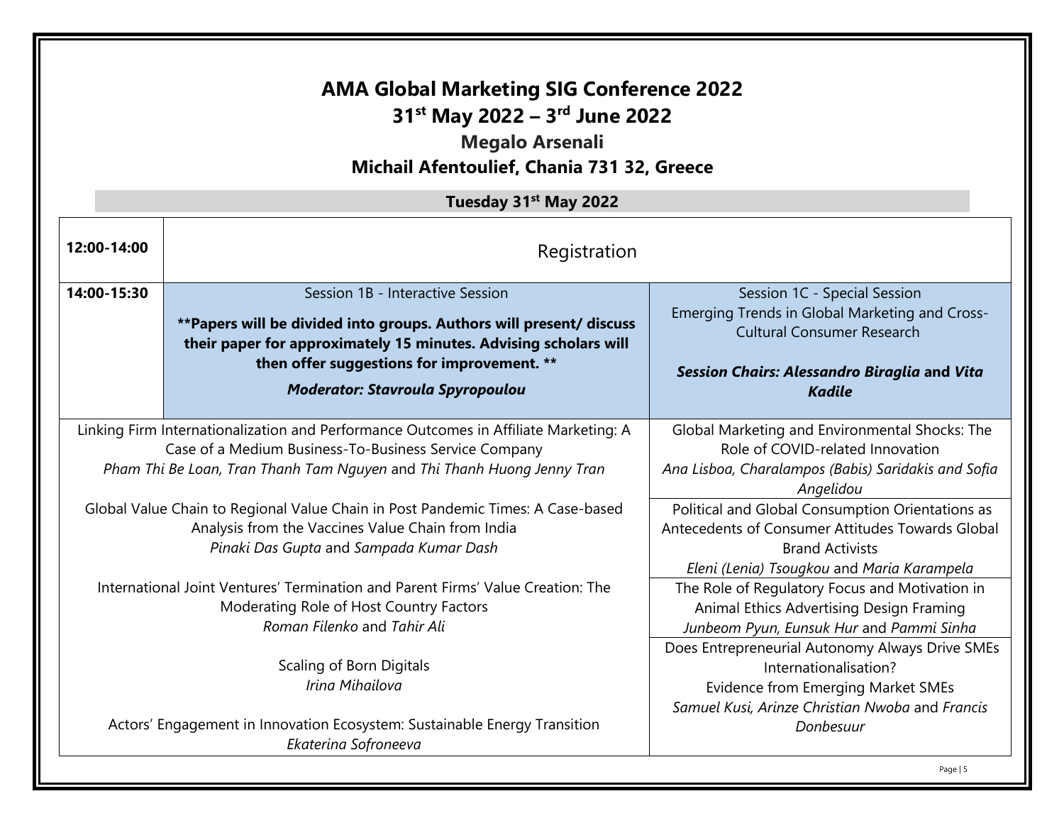# AMA Global Marketing SIG Conference 2022

## 31st May 2022 – 3rd June 2022

### Megalo Arsenali

### Michail Afentoulief, Chania 731 32, Greece

**Tuesday 31st May 2022**

| | | |
|---|---|---|
| **12:00-14:00** | Registration | |
| **14:00-15:30** | Session 1B - Interactive Session<br><br>**\*\*Papers will be divided into groups. Authors will present/ discuss their paper for approximately 15 minutes. Advising scholars will then offer suggestions for improvement. \*\***<br><br>***Moderator: Stavroula Spyropoulou*** | Session 1C - Special Session<br>Emerging Trends in Global Marketing and Cross-Cultural Consumer Research<br><br>***Session Chairs: Alessandro Biraglia* and *Vita Kadile*** |
| | Linking Firm Internationalization and Performance Outcomes in Affiliate Marketing: A Case of a Medium Business-To-Business Service Company<br>*Pham Thi Be Loan, Tran Thanh Tam Nguyen* and *Thi Thanh Huong Jenny Tran* | Global Marketing and Environmental Shocks: The Role of COVID-related Innovation<br>*Ana Lisboa, Charalampos (Babis) Saridakis and Sofia Angelidou* |
| | Global Value Chain to Regional Value Chain in Post Pandemic Times: A Case-based Analysis from the Vaccines Value Chain from India<br>*Pinaki Das Gupta* and *Sampada Kumar Dash* | Political and Global Consumption Orientations as Antecedents of Consumer Attitudes Towards Global Brand Activists<br>*Eleni (Lenia) Tsougkou* and *Maria Karampela* |
| | International Joint Ventures' Termination and Parent Firms' Value Creation: The Moderating Role of Host Country Factors<br>*Roman Filenko* and *Tahir Ali* | The Role of Regulatory Focus and Motivation in Animal Ethics Advertising Design Framing<br>*Junbeom Pyun, Eunsuk Hur* and *Pammi Sinha* |
| | Scaling of Born Digitals<br>*Irina Mihailova* | Does Entrepreneurial Autonomy Always Drive SMEs Internationalisation?<br>Evidence from Emerging Market SMEs<br>*Samuel Kusi, Arinze Christian Nwoba* and *Francis Donbesuur* |
| | Actors' Engagement in Innovation Ecosystem: Sustainable Energy Transition<br>*Ekaterina Sofroneeva* | |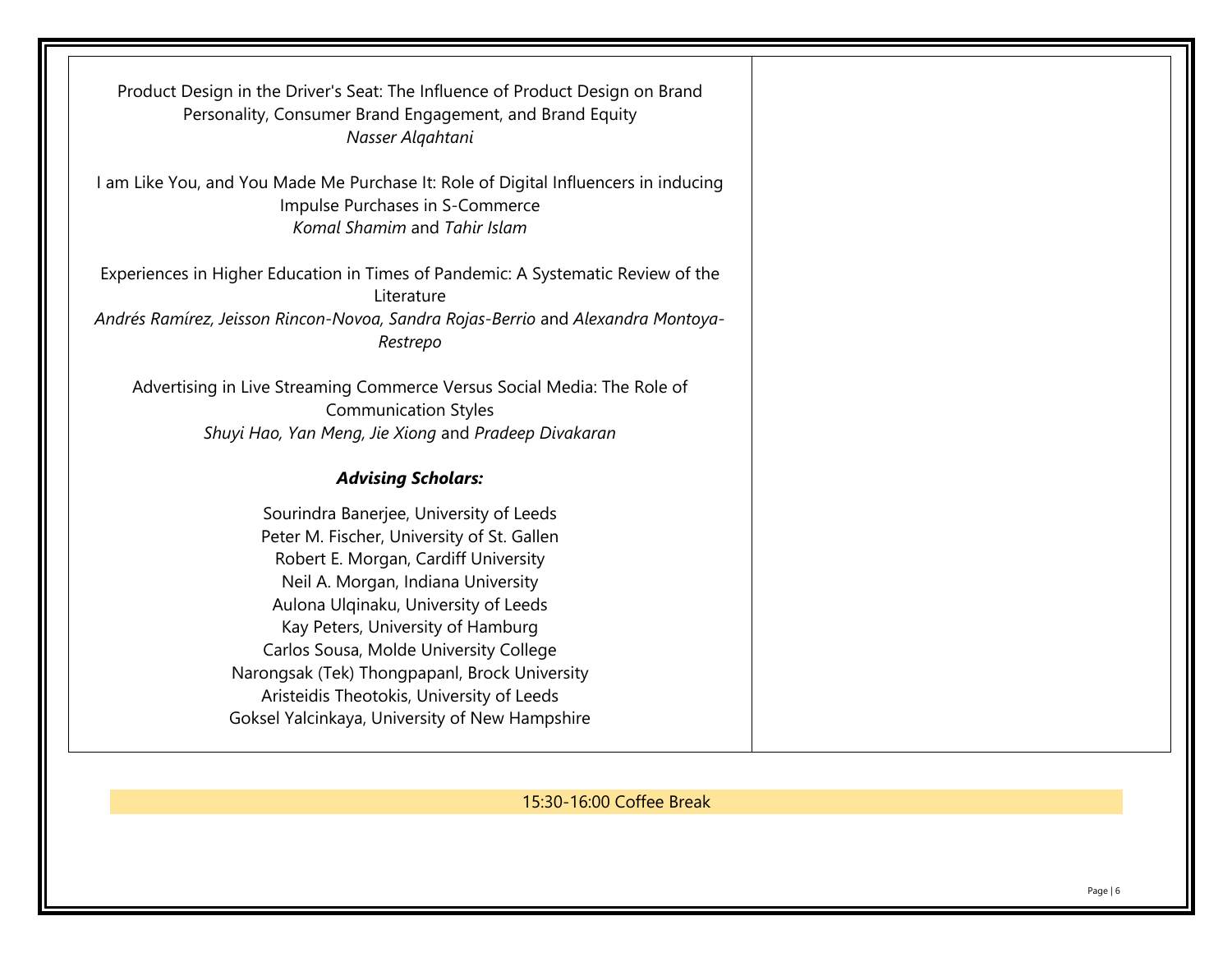Product Design in the Driver's Seat: The Influence of Product Design on Brand Personality, Consumer Brand Engagement, and Brand Equity
*Nasser Alqahtani*

I am Like You, and You Made Me Purchase It: Role of Digital Influencers in inducing Impulse Purchases in S-Commerce
*Komal Shamim* and *Tahir Islam*

Experiences in Higher Education in Times of Pandemic: A Systematic Review of the Literature
*Andrés Ramírez, Jeisson Rincon-Novoa, Sandra Rojas-Berrio* and *Alexandra Montoya-Restrepo*

Advertising in Live Streaming Commerce Versus Social Media: The Role of Communication Styles
*Shuyi Hao, Yan Meng, Jie Xiong* and *Pradeep Divakaran*

***Advising Scholars:***

Sourindra Banerjee, University of Leeds
Peter M. Fischer, University of St. Gallen
Robert E. Morgan, Cardiff University
Neil A. Morgan, Indiana University
Aulona Ulqinaku, University of Leeds
Kay Peters, University of Hamburg
Carlos Sousa, Molde University College
Narongsak (Tek) Thongpapanl, Brock University
Aristeidis Theotokis, University of Leeds
Goksel Yalcinkaya, University of New Hampshire

15:30-16:00 Coffee Break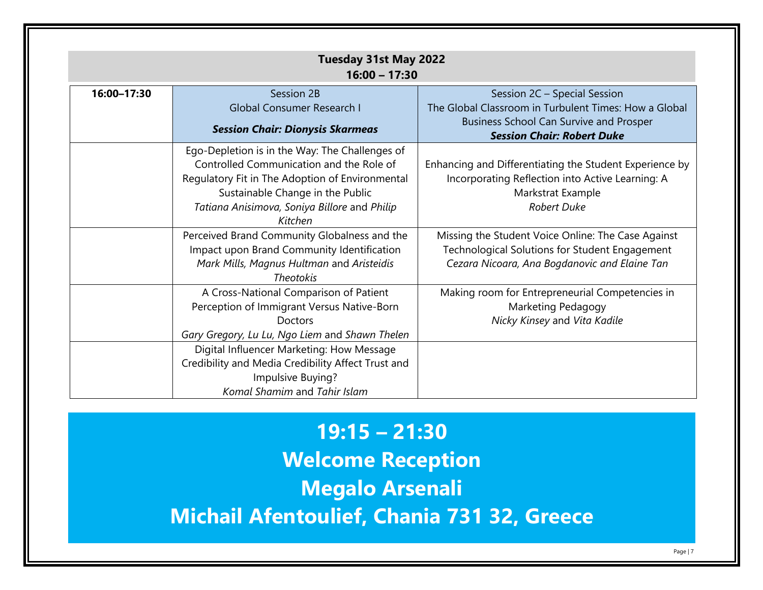## Tuesday 31st May 2022
### 16:00 – 17:30

| 16:00–17:30 | Session 2B<br>Global Consumer Research I<br>***Session Chair: Dionysis Skarmeas*** | Session 2C – Special Session<br>The Global Classroom in Turbulent Times: How a Global Business School Can Survive and Prosper<br>***Session Chair: Robert Duke*** |
|---|---|---|
| | Ego-Depletion is in the Way: The Challenges of Controlled Communication and the Role of Regulatory Fit in The Adoption of Environmental Sustainable Change in the Public<br>*Tatiana Anisimova, Soniya Billore* and *Philip Kitchen* | Enhancing and Differentiating the Student Experience by Incorporating Reflection into Active Learning: A Markstrat Example<br>*Robert Duke* |
| | Perceived Brand Community Globalness and the Impact upon Brand Community Identification<br>*Mark Mills, Magnus Hultman* and *Aristeidis Theotokis* | Missing the Student Voice Online: The Case Against Technological Solutions for Student Engagement<br>*Cezara Nicoara, Ana Bogdanovic and Elaine Tan* |
| | A Cross-National Comparison of Patient Perception of Immigrant Versus Native-Born Doctors<br>*Gary Gregory, Lu Lu, Ngo Liem* and *Shawn Thelen* | Making room for Entrepreneurial Competencies in Marketing Pedagogy<br>*Nicky Kinsey* and *Vita Kadile* |
| | Digital Influencer Marketing: How Message Credibility and Media Credibility Affect Trust and Impulsive Buying?<br>*Komal Shamim* and *Tahir Islam* | |

# 19:15 – 21:30
# Welcome Reception
# Megalo Arsenali
# Michail Afentoulief, Chania 731 32, Greece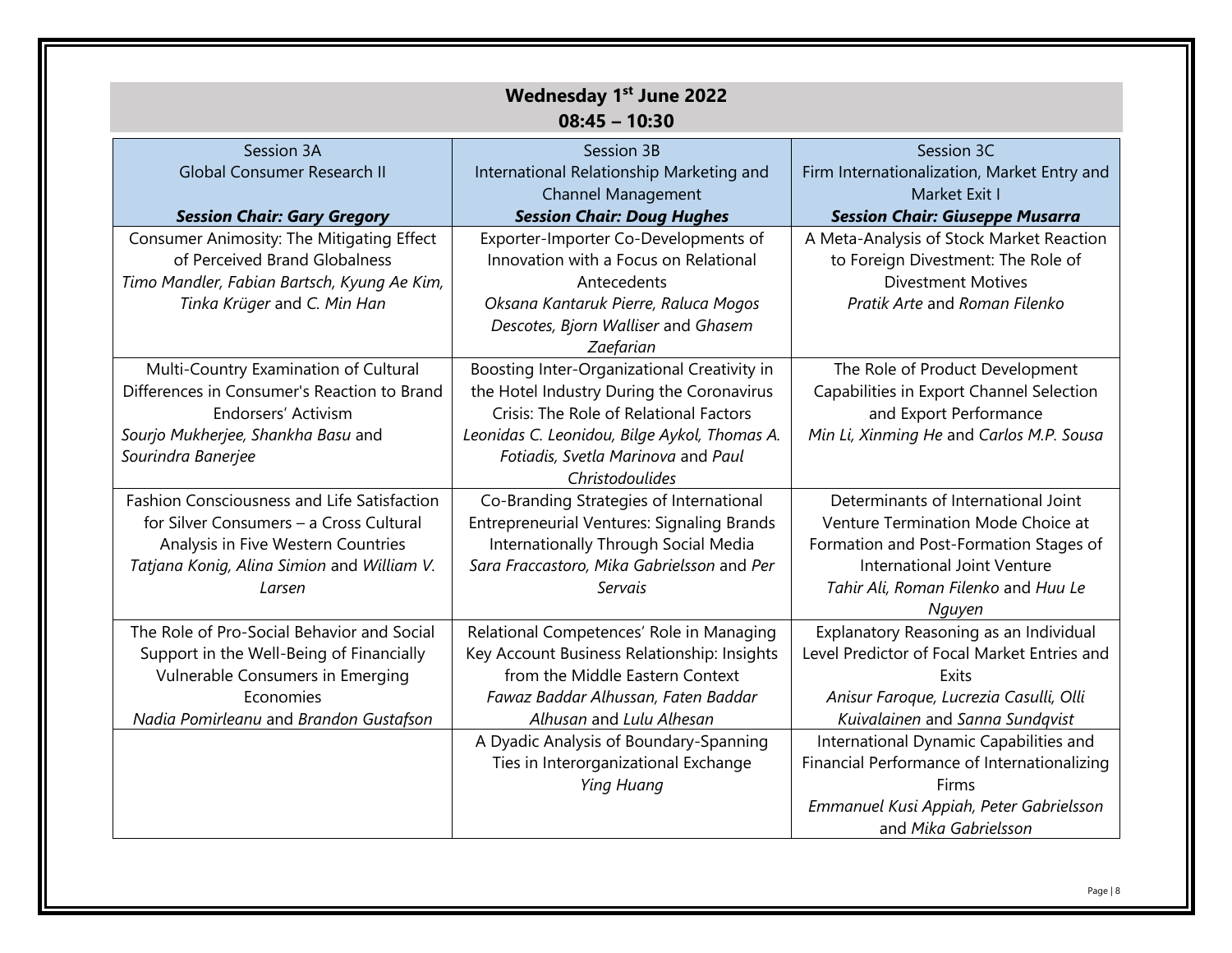**Wednesday 1st June 2022**
**08:45 – 10:30**

| Session 3A<br>Global Consumer Research II<br><br>***Session Chair: Gary Gregory*** | Session 3B<br>International Relationship Marketing and Channel Management<br>***Session Chair: Doug Hughes*** | Session 3C<br>Firm Internationalization, Market Entry and Market Exit I<br>***Session Chair: Giuseppe Musarra*** |
|---|---|---|
| Consumer Animosity: The Mitigating Effect of Perceived Brand Globalness<br>*Timo Mandler, Fabian Bartsch, Kyung Ae Kim, Tinka Krüger* and *C. Min Han* | Exporter-Importer Co-Developments of Innovation with a Focus on Relational Antecedents<br>*Oksana Kantaruk Pierre, Raluca Mogos Descotes, Bjorn Walliser* and *Ghasem Zaefarian* | A Meta-Analysis of Stock Market Reaction to Foreign Divestment: The Role of Divestment Motives<br>*Pratik Arte* and *Roman Filenko* |
| Multi-Country Examination of Cultural Differences in Consumer's Reaction to Brand Endorsers' Activism<br>*Sourjo Mukherjee, Shankha Basu* and *Sourindra Banerjee* | Boosting Inter-Organizational Creativity in the Hotel Industry During the Coronavirus Crisis: The Role of Relational Factors<br>*Leonidas C. Leonidou, Bilge Aykol, Thomas A. Fotiadis, Svetla Marinova* and *Paul Christodoulides* | The Role of Product Development Capabilities in Export Channel Selection and Export Performance<br>*Min Li, Xinming He* and *Carlos M.P. Sousa* |
| Fashion Consciousness and Life Satisfaction for Silver Consumers – a Cross Cultural Analysis in Five Western Countries<br>*Tatjana Konig, Alina Simion* and *William V. Larsen* | Co-Branding Strategies of International Entrepreneurial Ventures: Signaling Brands Internationally Through Social Media<br>*Sara Fraccastoro, Mika Gabrielsson* and *Per Servais* | Determinants of International Joint Venture Termination Mode Choice at Formation and Post-Formation Stages of International Joint Venture<br>*Tahir Ali, Roman Filenko* and *Huu Le Nguyen* |
| The Role of Pro-Social Behavior and Social Support in the Well-Being of Financially Vulnerable Consumers in Emerging Economies<br>*Nadia Pomirleanu* and *Brandon Gustafson* | Relational Competences' Role in Managing Key Account Business Relationship: Insights from the Middle Eastern Context<br>*Fawaz Baddar Alhussan, Faten Baddar Alhusan* and *Lulu Alhesan* | Explanatory Reasoning as an Individual Level Predictor of Focal Market Entries and Exits<br>*Anisur Faroque, Lucrezia Casulli, Olli Kuivalainen* and *Sanna Sundqvist* |
| | A Dyadic Analysis of Boundary-Spanning Ties in Interorganizational Exchange<br>*Ying Huang* | International Dynamic Capabilities and Financial Performance of Internationalizing Firms<br>*Emmanuel Kusi Appiah, Peter Gabrielsson* and *Mika Gabrielsson* |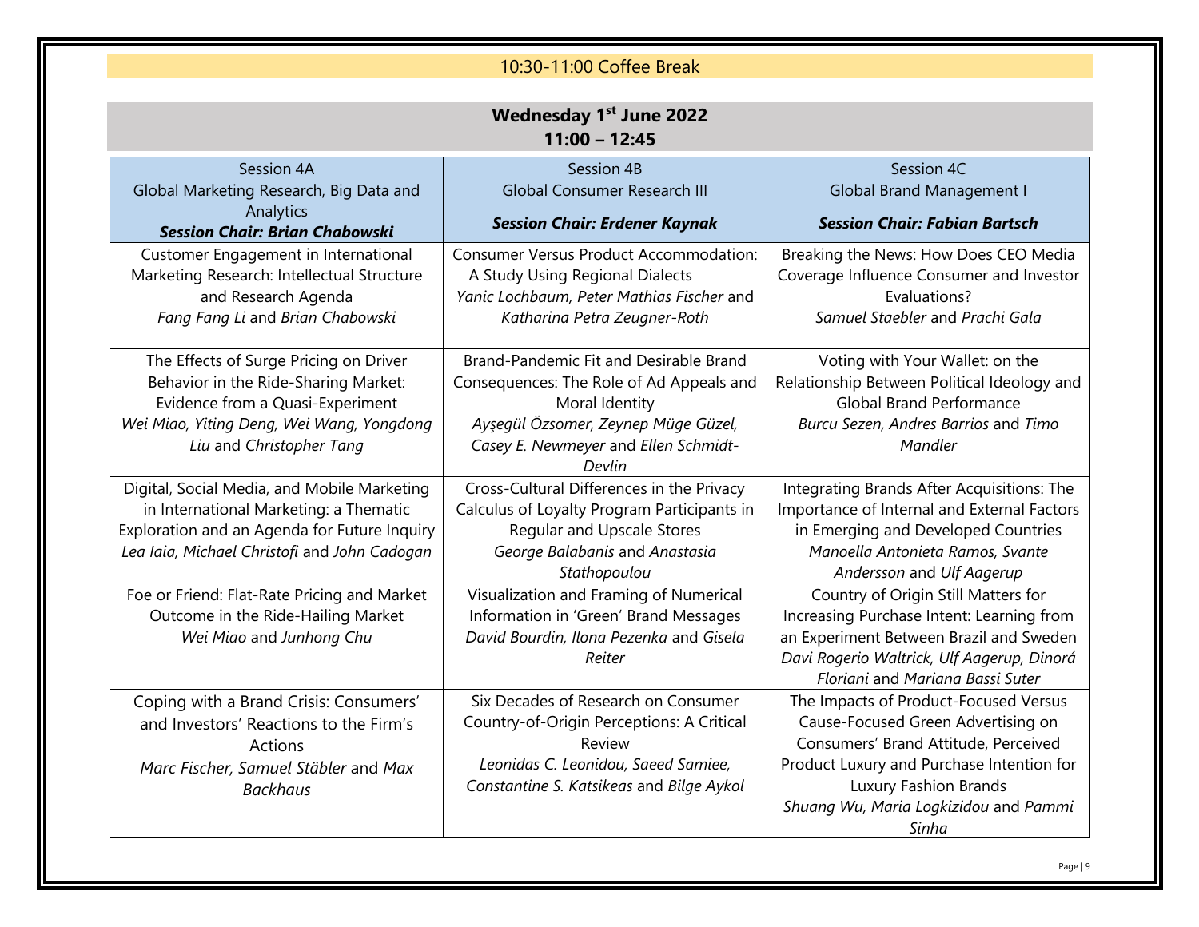10:30-11:00 Coffee Break

**Wednesday 1st June 2022**
**11:00 – 12:45**

| Session 4A<br>Global Marketing Research, Big Data and Analytics<br>***Session Chair: Brian Chabowski*** | Session 4B<br>Global Consumer Research III<br>***Session Chair: Erdener Kaynak*** | Session 4C<br>Global Brand Management I<br>***Session Chair: Fabian Bartsch*** |
|---|---|---|
| Customer Engagement in International Marketing Research: Intellectual Structure and Research Agenda<br>*Fang Fang Li* and *Brian Chabowski* | Consumer Versus Product Accommodation: A Study Using Regional Dialects<br>*Yanic Lochbaum, Peter Mathias Fischer* and *Katharina Petra Zeugner-Roth* | Breaking the News: How Does CEO Media Coverage Influence Consumer and Investor Evaluations?<br>*Samuel Staebler* and *Prachi Gala* |
| The Effects of Surge Pricing on Driver Behavior in the Ride-Sharing Market: Evidence from a Quasi-Experiment<br>*Wei Miao, Yiting Deng, Wei Wang, Yongdong Liu* and *Christopher Tang* | Brand-Pandemic Fit and Desirable Brand Consequences: The Role of Ad Appeals and Moral Identity<br>*Ayşegül Özsomer, Zeynep Müge Güzel, Casey E. Newmeyer* and *Ellen Schmidt-Devlin* | Voting with Your Wallet: on the Relationship Between Political Ideology and Global Brand Performance<br>*Burcu Sezen, Andres Barrios* and *Timo Mandler* |
| Digital, Social Media, and Mobile Marketing in International Marketing: a Thematic Exploration and an Agenda for Future Inquiry<br>*Lea Iaia, Michael Christofi* and *John Cadogan* | Cross-Cultural Differences in the Privacy Calculus of Loyalty Program Participants in Regular and Upscale Stores<br>*George Balabanis* and *Anastasia Stathopoulou* | Integrating Brands After Acquisitions: The Importance of Internal and External Factors in Emerging and Developed Countries<br>*Manoella Antonieta Ramos, Svante Andersson* and *Ulf Aagerup* |
| Foe or Friend: Flat-Rate Pricing and Market Outcome in the Ride-Hailing Market<br>*Wei Miao* and *Junhong Chu* | Visualization and Framing of Numerical Information in 'Green' Brand Messages<br>*David Bourdin, Ilona Pezenka* and *Gisela Reiter* | Country of Origin Still Matters for Increasing Purchase Intent: Learning from an Experiment Between Brazil and Sweden<br>*Davi Rogerio Waltrick, Ulf Aagerup, Dinorá Floriani* and *Mariana Bassi Suter* |
| Coping with a Brand Crisis: Consumers' and Investors' Reactions to the Firm's Actions<br>*Marc Fischer, Samuel Stäbler* and *Max Backhaus* | Six Decades of Research on Consumer Country-of-Origin Perceptions: A Critical Review<br>*Leonidas C. Leonidou, Saeed Samiee, Constantine S. Katsikeas* and *Bilge Aykol* | The Impacts of Product-Focused Versus Cause-Focused Green Advertising on Consumers' Brand Attitude, Perceived Product Luxury and Purchase Intention for Luxury Fashion Brands<br>*Shuang Wu, Maria Logkizidou* and *Pammi Sinha* |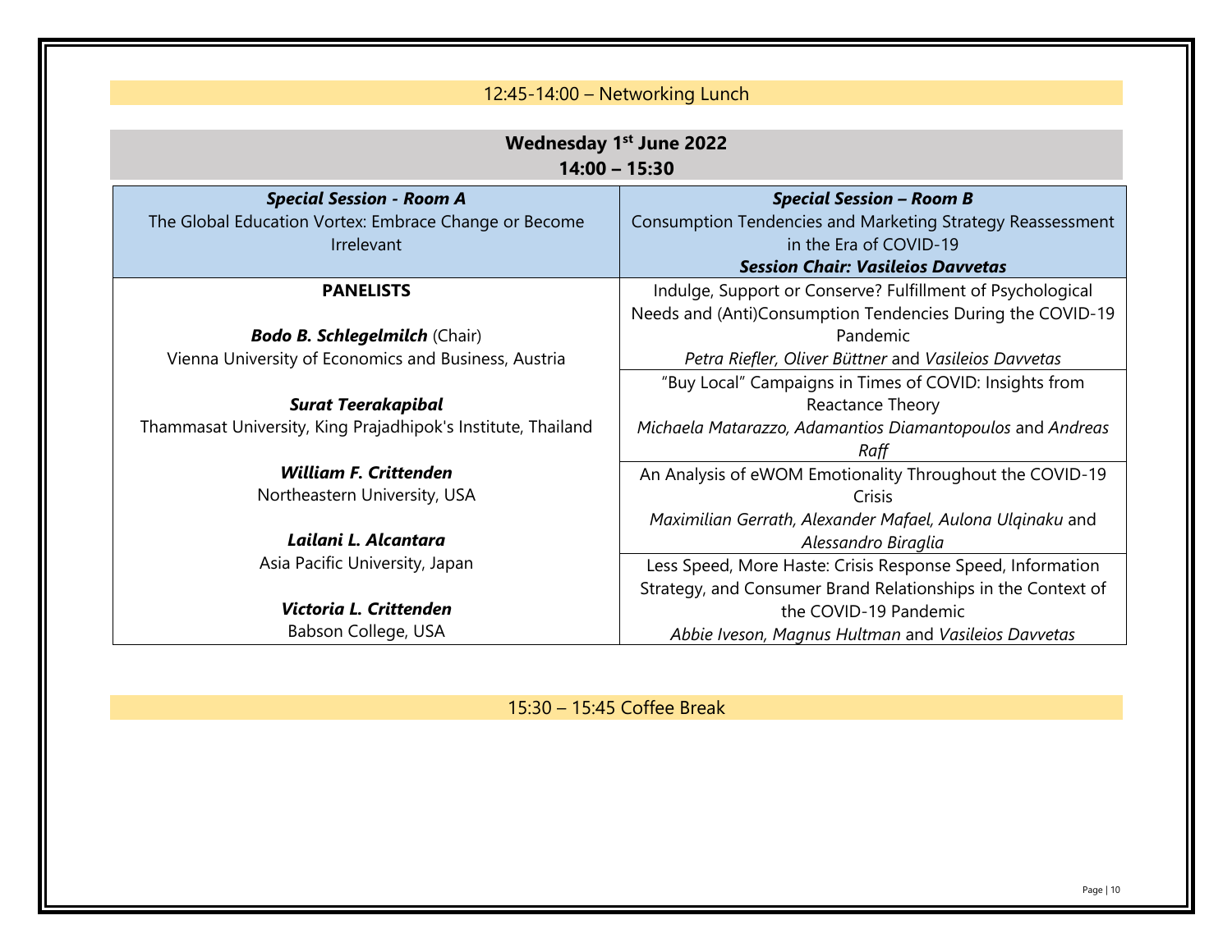12:45-14:00 – Networking Lunch

## Wednesday 1st June 2022
## 14:00 – 15:30

| ***Special Session - Room A*** The Global Education Vortex: Embrace Change or Become Irrelevant | ***Special Session – Room B*** Consumption Tendencies and Marketing Strategy Reassessment in the Era of COVID-19 ***Session Chair: Vasileios Davvetas*** |
|---|---|
| **PANELISTS**<br><br>***Bodo B. Schlegelmilch*** (Chair)<br>Vienna University of Economics and Business, Austria<br><br>***Surat Teerakapibal***<br>Thammasat University, King Prajadhipok's Institute, Thailand<br><br>***William F. Crittenden***<br>Northeastern University, USA<br><br>***Lailani L. Alcantara***<br>Asia Pacific University, Japan<br><br>***Victoria L. Crittenden***<br>Babson College, USA | Indulge, Support or Conserve? Fulfillment of Psychological Needs and (Anti)Consumption Tendencies During the COVID-19 Pandemic<br>*Petra Riefler, Oliver Büttner* and *Vasileios Davvetas*<br><br>"Buy Local" Campaigns in Times of COVID: Insights from Reactance Theory<br>*Michaela Matarazzo, Adamantios Diamantopoulos* and *Andreas Raff*<br><br>An Analysis of eWOM Emotionality Throughout the COVID-19 Crisis<br>*Maximilian Gerrath, Alexander Mafael, Aulona Ulqinaku* and *Alessandro Biraglia*<br><br>Less Speed, More Haste: Crisis Response Speed, Information Strategy, and Consumer Brand Relationships in the Context of the COVID-19 Pandemic<br>*Abbie Iveson, Magnus Hultman* and *Vasileios Davvetas* |

15:30 – 15:45 Coffee Break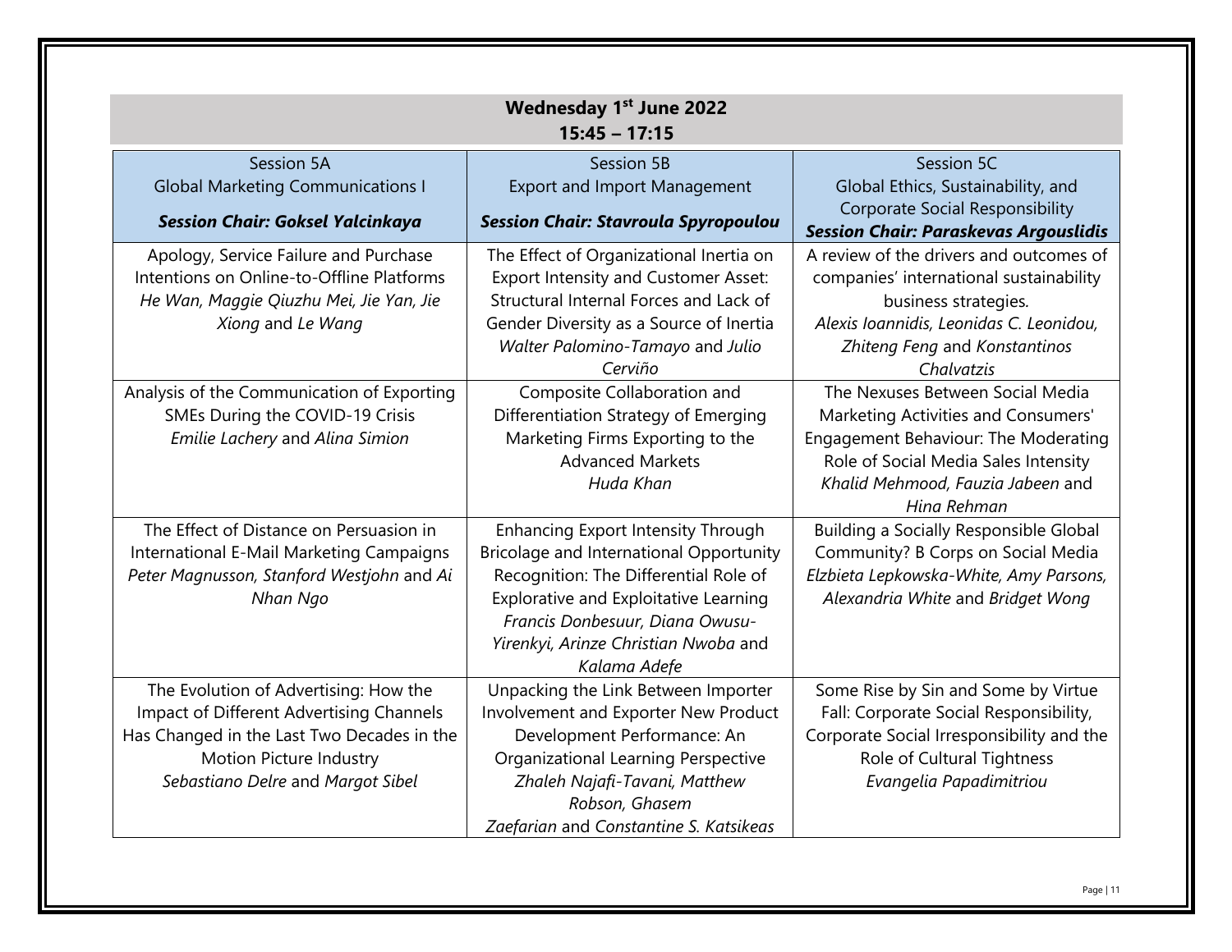**Wednesday 1st June 2022**
**15:45 – 17:15**

| Session 5A<br>Global Marketing Communications I<br>***Session Chair: Goksel Yalcinkaya*** | Session 5B<br>Export and Import Management<br>***Session Chair: Stavroula Spyropoulou*** | Session 5C<br>Global Ethics, Sustainability, and Corporate Social Responsibility<br>***Session Chair: Paraskevas Argouslidis*** |
|---|---|---|
| Apology, Service Failure and Purchase Intentions on Online-to-Offline Platforms<br>*He Wan, Maggie Qiuzhu Mei, Jie Yan, Jie Xiong* and *Le Wang* | The Effect of Organizational Inertia on Export Intensity and Customer Asset: Structural Internal Forces and Lack of Gender Diversity as a Source of Inertia<br>*Walter Palomino-Tamayo* and *Julio Cerviño* | A review of the drivers and outcomes of companies' international sustainability business strategies.<br>*Alexis Ioannidis, Leonidas C. Leonidou, Zhiteng Feng* and *Konstantinos Chalvatzis* |
| Analysis of the Communication of Exporting SMEs During the COVID-19 Crisis<br>*Emilie Lachery* and *Alina Simion* | Composite Collaboration and Differentiation Strategy of Emerging Marketing Firms Exporting to the Advanced Markets<br>*Huda Khan* | The Nexuses Between Social Media Marketing Activities and Consumers' Engagement Behaviour: The Moderating Role of Social Media Sales Intensity<br>*Khalid Mehmood, Fauzia Jabeen* and *Hina Rehman* |
| The Effect of Distance on Persuasion in International E-Mail Marketing Campaigns<br>*Peter Magnusson, Stanford Westjohn* and *Ai Nhan Ngo* | Enhancing Export Intensity Through Bricolage and International Opportunity Recognition: The Differential Role of Explorative and Exploitative Learning<br>*Francis Donbesuur, Diana Owusu-Yirenkyi, Arinze Christian Nwoba* and *Kalama Adefe* | Building a Socially Responsible Global Community? B Corps on Social Media<br>*Elzbieta Lepkowska-White, Amy Parsons, Alexandria White* and *Bridget Wong* |
| The Evolution of Advertising: How the Impact of Different Advertising Channels Has Changed in the Last Two Decades in the Motion Picture Industry<br>*Sebastiano Delre* and *Margot Sibel* | Unpacking the Link Between Importer Involvement and Exporter New Product Development Performance: An Organizational Learning Perspective<br>*Zhaleh Najafi-Tavani, Matthew Robson, Ghasem Zaefarian* and *Constantine S. Katsikeas* | Some Rise by Sin and Some by Virtue Fall: Corporate Social Responsibility, Corporate Social Irresponsibility and the Role of Cultural Tightness<br>*Evangelia Papadimitriou* |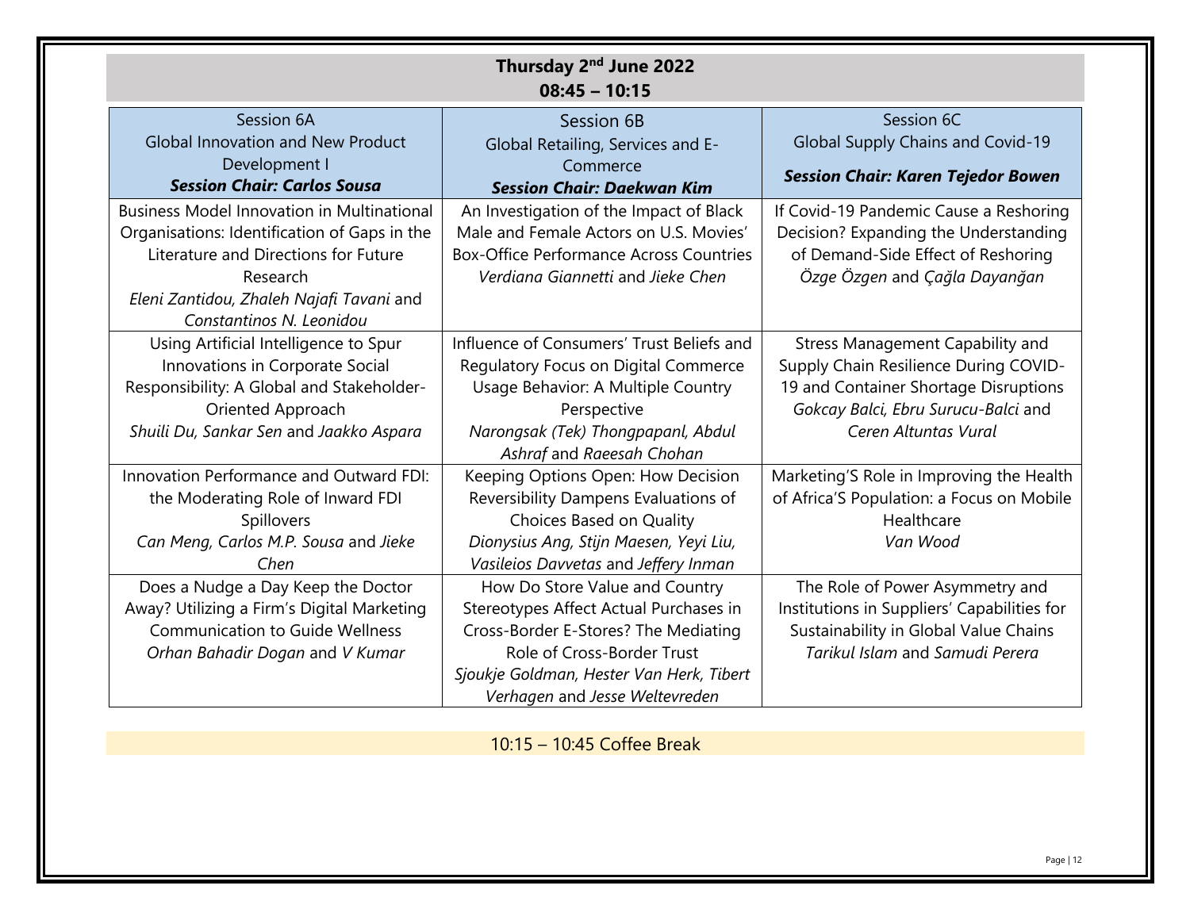**Thursday 2nd June 2022**
**08:45 – 10:15**

| Session 6A<br>Global Innovation and New Product Development I<br>***Session Chair: Carlos Sousa*** | Session 6B<br>Global Retailing, Services and E-Commerce<br>***Session Chair: Daekwan Kim*** | Session 6C<br>Global Supply Chains and Covid-19<br>***Session Chair: Karen Tejedor Bowen*** |
|---|---|---|
| Business Model Innovation in Multinational Organisations: Identification of Gaps in the Literature and Directions for Future Research<br>*Eleni Zantidou, Zhaleh Najafi Tavani* and *Constantinos N. Leonidou* | An Investigation of the Impact of Black Male and Female Actors on U.S. Movies' Box-Office Performance Across Countries<br>*Verdiana Giannetti* and *Jieke Chen* | If Covid-19 Pandemic Cause a Reshoring Decision? Expanding the Understanding of Demand-Side Effect of Reshoring<br>*Özge Özgen* and *Çağla Dayanğan* |
| Using Artificial Intelligence to Spur Innovations in Corporate Social Responsibility: A Global and Stakeholder-Oriented Approach<br>*Shuili Du, Sankar Sen* and *Jaakko Aspara* | Influence of Consumers' Trust Beliefs and Regulatory Focus on Digital Commerce Usage Behavior: A Multiple Country Perspective<br>*Narongsak (Tek) Thongpapanl, Abdul Ashraf* and *Raeesah Chohan* | Stress Management Capability and Supply Chain Resilience During COVID-19 and Container Shortage Disruptions<br>*Gokcay Balci, Ebru Surucu-Balci* and *Ceren Altuntas Vural* |
| Innovation Performance and Outward FDI: the Moderating Role of Inward FDI Spillovers<br>*Can Meng, Carlos M.P. Sousa* and *Jieke Chen* | Keeping Options Open: How Decision Reversibility Dampens Evaluations of Choices Based on Quality<br>*Dionysius Ang, Stijn Maesen, Yeyi Liu, Vasileios Davvetas* and *Jeffery Inman* | Marketing'S Role in Improving the Health of Africa'S Population: a Focus on Mobile Healthcare<br>*Van Wood* |
| Does a Nudge a Day Keep the Doctor Away? Utilizing a Firm's Digital Marketing Communication to Guide Wellness<br>*Orhan Bahadir Dogan* and *V Kumar* | How Do Store Value and Country Stereotypes Affect Actual Purchases in Cross-Border E-Stores? The Mediating Role of Cross-Border Trust<br>*Sjoukje Goldman, Hester Van Herk, Tibert Verhagen* and *Jesse Weltevreden* | The Role of Power Asymmetry and Institutions in Suppliers' Capabilities for Sustainability in Global Value Chains<br>*Tarikul Islam* and *Samudi Perera* |

10:15 – 10:45 Coffee Break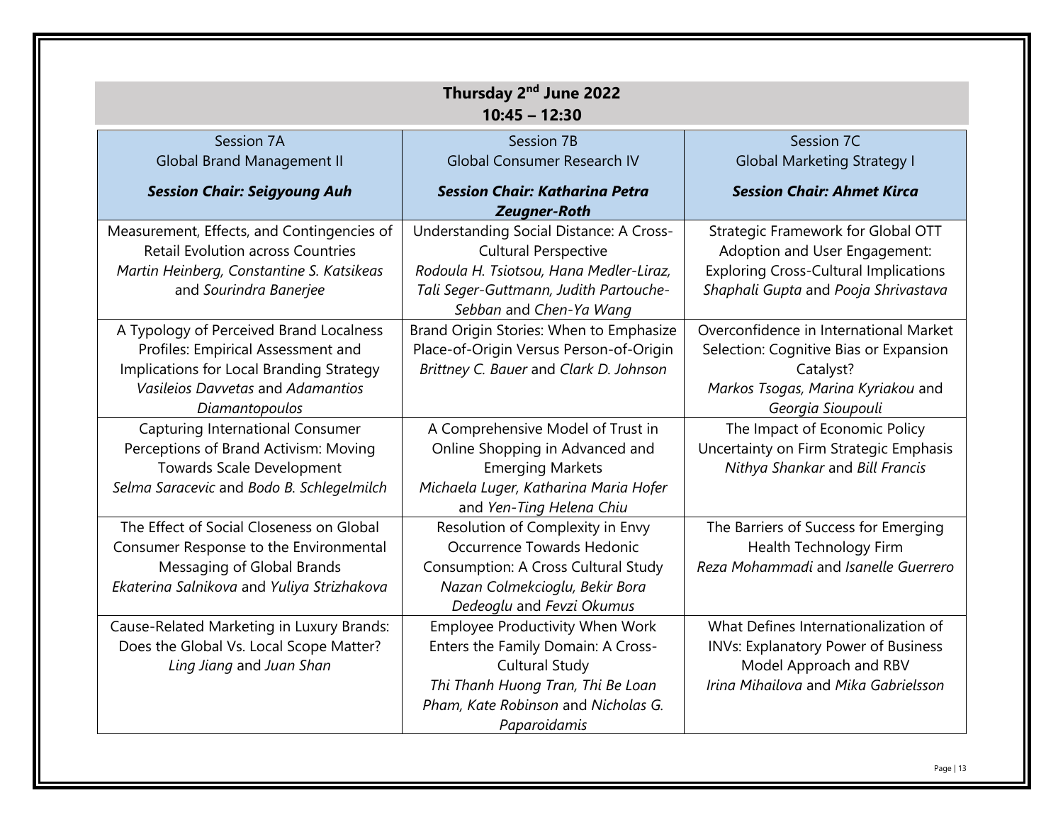## Thursday 2nd June 2022
## 10:45 – 12:30

| Session 7A<br>Global Brand Management II<br>***Session Chair: Seigyoung Auh*** | Session 7B<br>Global Consumer Research IV<br>***Session Chair: Katharina Petra Zeugner-Roth*** | Session 7C<br>Global Marketing Strategy I<br>***Session Chair: Ahmet Kirca*** |
|---|---|---|
| Measurement, Effects, and Contingencies of Retail Evolution across Countries<br>*Martin Heinberg, Constantine S. Katsikeas* and *Sourindra Banerjee* | Understanding Social Distance: A Cross-Cultural Perspective<br>*Rodoula H. Tsiotsou, Hana Medler-Liraz, Tali Seger-Guttmann, Judith Partouche-Sebban* and *Chen-Ya Wang* | Strategic Framework for Global OTT Adoption and User Engagement: Exploring Cross-Cultural Implications<br>*Shaphali Gupta* and *Pooja Shrivastava* |
| A Typology of Perceived Brand Localness Profiles: Empirical Assessment and Implications for Local Branding Strategy<br>*Vasileios Davvetas* and *Adamantios Diamantopoulos* | Brand Origin Stories: When to Emphasize Place-of-Origin Versus Person-of-Origin<br>*Brittney C. Bauer* and *Clark D. Johnson* | Overconfidence in International Market Selection: Cognitive Bias or Expansion Catalyst?<br>*Markos Tsogas, Marina Kyriakou* and *Georgia Sioupouli* |
| Capturing International Consumer Perceptions of Brand Activism: Moving Towards Scale Development<br>*Selma Saracevic* and *Bodo B. Schlegelmilch* | A Comprehensive Model of Trust in Online Shopping in Advanced and Emerging Markets<br>*Michaela Luger, Katharina Maria Hofer* and *Yen-Ting Helena Chiu* | The Impact of Economic Policy Uncertainty on Firm Strategic Emphasis<br>*Nithya Shankar* and *Bill Francis* |
| The Effect of Social Closeness on Global Consumer Response to the Environmental Messaging of Global Brands<br>*Ekaterina Salnikova* and *Yuliya Strizhakova* | Resolution of Complexity in Envy Occurrence Towards Hedonic Consumption: A Cross Cultural Study<br>*Nazan Colmekcioglu, Bekir Bora Dedeoglu* and *Fevzi Okumus* | The Barriers of Success for Emerging Health Technology Firm<br>*Reza Mohammadi* and *Isanelle Guerrero* |
| Cause-Related Marketing in Luxury Brands: Does the Global Vs. Local Scope Matter?<br>*Ling Jiang* and *Juan Shan* | Employee Productivity When Work Enters the Family Domain: A Cross-Cultural Study<br>*Thi Thanh Huong Tran, Thi Be Loan Pham, Kate Robinson* and *Nicholas G. Paparoidamis* | What Defines Internationalization of INVs: Explanatory Power of Business Model Approach and RBV<br>*Irina Mihailova* and *Mika Gabrielsson* |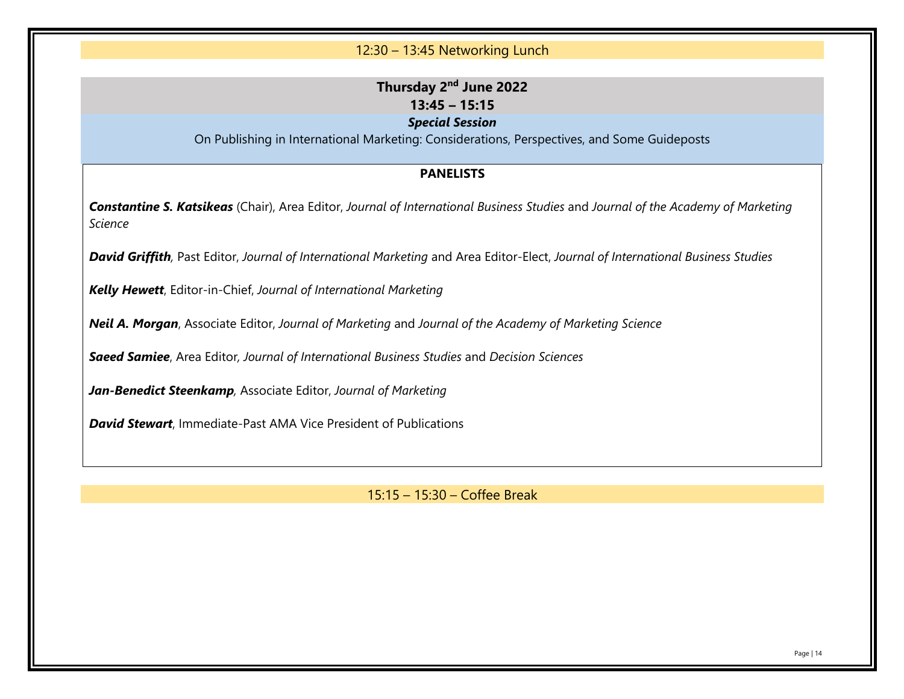12:30 – 13:45 Networking Lunch

## Thursday 2nd June 2022
### 13:45 – 15:15

***Special Session***

On Publishing in International Marketing: Considerations, Perspectives, and Some Guideposts

**PANELISTS**

***Constantine S. Katsikeas*** (Chair), Area Editor, *Journal of International Business Studies* and *Journal of the Academy of Marketing Science*

***David Griffith***, Past Editor, *Journal of International Marketing* and Area Editor-Elect, *Journal of International Business Studies*

***Kelly Hewett***, Editor-in-Chief, *Journal of International Marketing*

***Neil A. Morgan***, Associate Editor, *Journal of Marketing* and *Journal of the Academy of Marketing Science*

***Saeed Samiee***, Area Editor, *Journal of International Business Studies* and *Decision Sciences*

***Jan-Benedict Steenkamp***, Associate Editor, *Journal of Marketing*

***David Stewart***, Immediate-Past AMA Vice President of Publications

15:15 – 15:30 – Coffee Break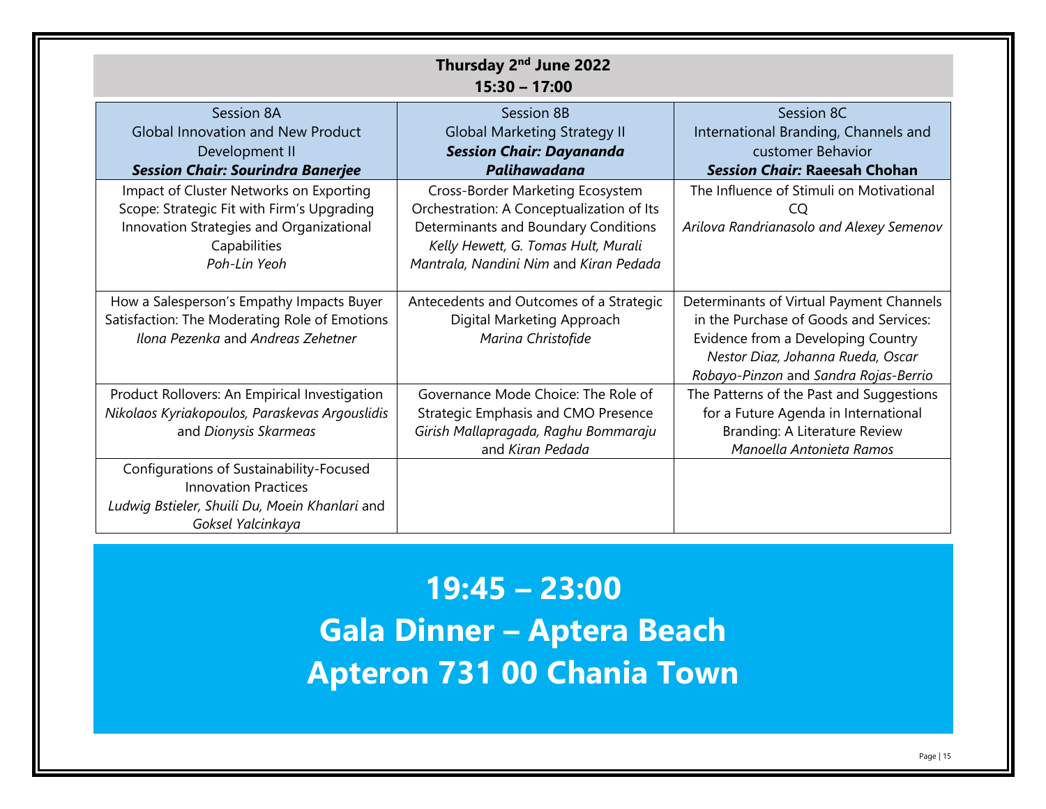**Thursday 2nd June 2022**
**15:30 – 17:00**

| Session 8A<br>Global Innovation and New Product Development II<br>***Session Chair: Sourindra Banerjee*** | Session 8B<br>Global Marketing Strategy II<br>***Session Chair: Dayananda Palihawadana*** | Session 8C<br>International Branding, Channels and customer Behavior<br>***Session Chair:* Raeesah Chohan** |
|---|---|---|
| Impact of Cluster Networks on Exporting Scope: Strategic Fit with Firm's Upgrading Innovation Strategies and Organizational Capabilities<br>*Poh-Lin Yeoh* | Cross-Border Marketing Ecosystem Orchestration: A Conceptualization of Its Determinants and Boundary Conditions<br>*Kelly Hewett, G. Tomas Hult, Murali Mantrala, Nandini Nim* and *Kiran Pedada* | The Influence of Stimuli on Motivational CQ<br>*Arilova Randrianasolo and Alexey Semenov* |
| How a Salesperson's Empathy Impacts Buyer Satisfaction: The Moderating Role of Emotions<br>*Ilona Pezenka* and *Andreas Zehetner* | Antecedents and Outcomes of a Strategic Digital Marketing Approach<br>*Marina Christofide* | Determinants of Virtual Payment Channels in the Purchase of Goods and Services: Evidence from a Developing Country<br>*Nestor Diaz, Johanna Rueda, Oscar Robayo-Pinzon* and *Sandra Rojas-Berrio* |
| Product Rollovers: An Empirical Investigation<br>*Nikolaos Kyriakopoulos, Paraskevas Argouslidis* and *Dionysis Skarmeas* | Governance Mode Choice: The Role of Strategic Emphasis and CMO Presence<br>*Girish Mallapragada, Raghu Bommaraju* and *Kiran Pedada* | The Patterns of the Past and Suggestions for a Future Agenda in International Branding: A Literature Review<br>*Manoella Antonieta Ramos* |
| Configurations of Sustainability-Focused Innovation Practices<br>*Ludwig Bstieler, Shuili Du, Moein Khanlari* and *Goksel Yalcinkaya* | | |

# 19:45 – 23:00
# Gala Dinner – Aptera Beach
# Apteron 731 00 Chania Town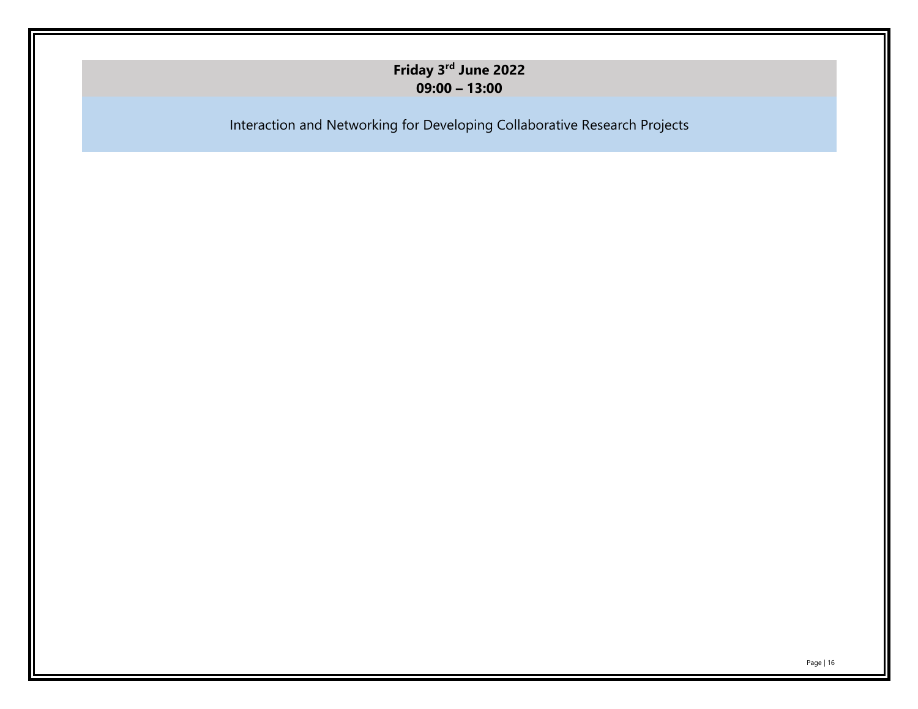**Friday 3rd June 2022**
**09:00 – 13:00**

Interaction and Networking for Developing Collaborative Research Projects